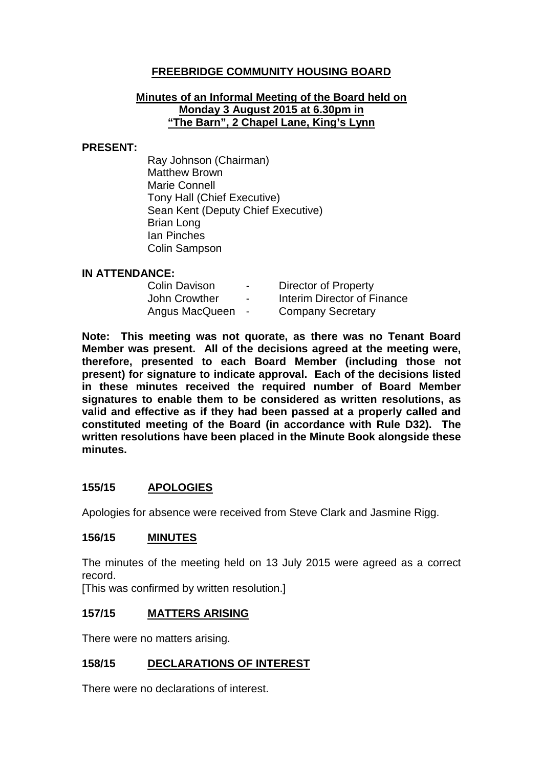# FREEBRIDGE COMMUNITY HOUSING BOARD

## Minutes of an Informal Meeting of the Board held on Monday 3 August 2015 at 6.30pm in "The Barn", 2 Chapel Lane, King's Lynn

**PRESENT:**

Ray Johnson (Chairman)
Matthew Brown
Marie Connell
Tony Hall (Chief Executive)
Sean Kent (Deputy Chief Executive)
Brian Long
Ian Pinches
Colin Sampson

**IN ATTENDANCE:**

| | | |
|---|---|---|
| Colin Davison | - | Director of Property |
| John Crowther | - | Interim Director of Finance |
| Angus MacQueen | - | Company Secretary |

**Note: This meeting was not quorate, as there was no Tenant Board Member was present. All of the decisions agreed at the meeting were, therefore, presented to each Board Member (including those not present) for signature to indicate approval. Each of the decisions listed in these minutes received the required number of Board Member signatures to enable them to be considered as written resolutions, as valid and effective as if they had been passed at a properly called and constituted meeting of the Board (in accordance with Rule D32). The written resolutions have been placed in the Minute Book alongside these minutes.**

### 155/15 APOLOGIES

Apologies for absence were received from Steve Clark and Jasmine Rigg.

### 156/15 MINUTES

The minutes of the meeting held on 13 July 2015 were agreed as a correct record.
[This was confirmed by written resolution.]

### 157/15 MATTERS ARISING

There were no matters arising.

### 158/15 DECLARATIONS OF INTEREST

There were no declarations of interest.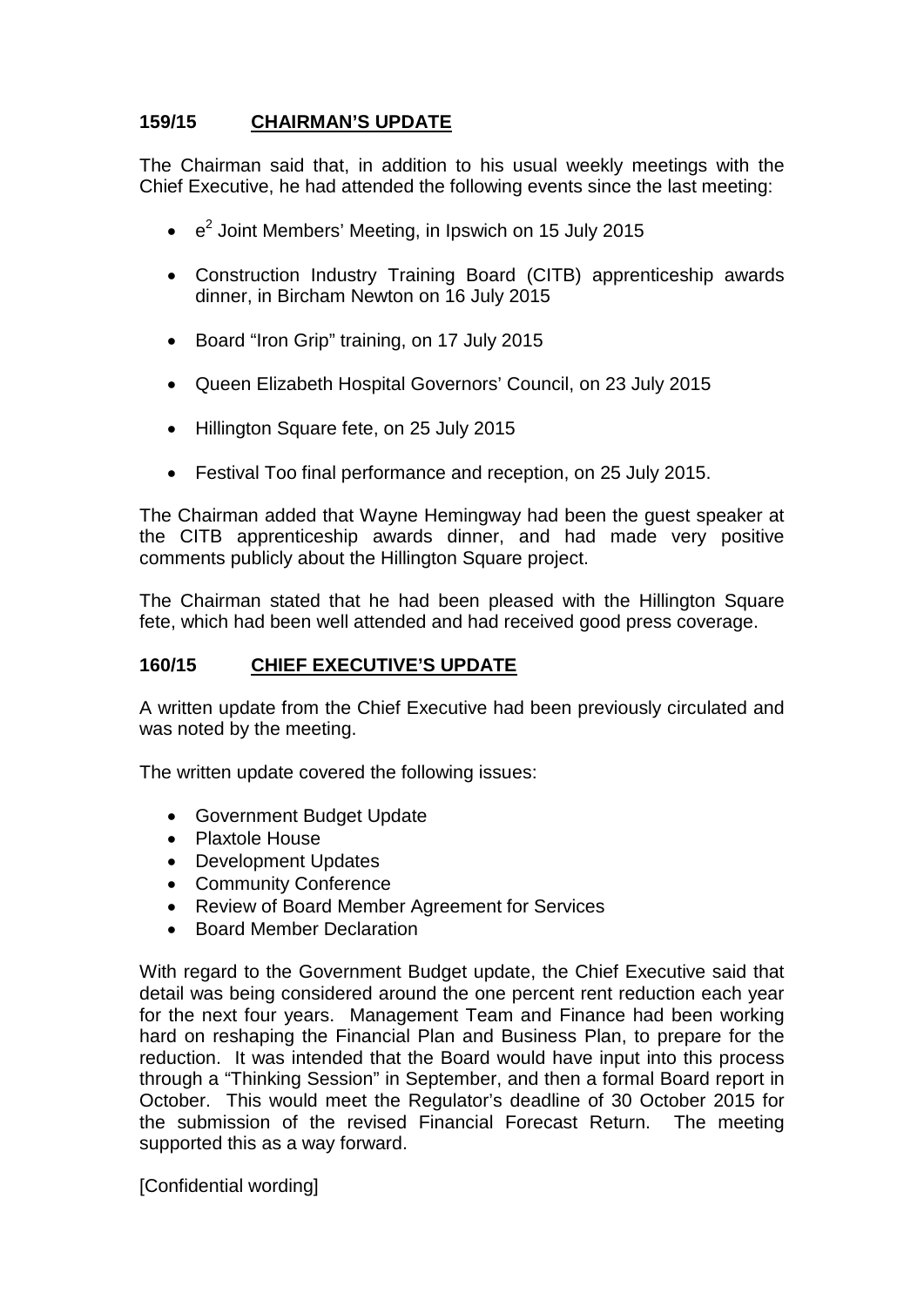## 159/15 CHAIRMAN'S UPDATE

The Chairman said that, in addition to his usual weekly meetings with the Chief Executive, he had attended the following events since the last meeting:

- $e^2$ Joint Members' Meeting, in Ipswich on 15 July 2015
- Construction Industry Training Board (CITB) apprenticeship awards dinner, in Bircham Newton on 16 July 2015
- Board "Iron Grip" training, on 17 July 2015
- Queen Elizabeth Hospital Governors' Council, on 23 July 2015
- Hillington Square fete, on 25 July 2015
- Festival Too final performance and reception, on 25 July 2015.

The Chairman added that Wayne Hemingway had been the guest speaker at the CITB apprenticeship awards dinner, and had made very positive comments publicly about the Hillington Square project.

The Chairman stated that he had been pleased with the Hillington Square fete, which had been well attended and had received good press coverage.

## 160/15 CHIEF EXECUTIVE'S UPDATE

A written update from the Chief Executive had been previously circulated and was noted by the meeting.

The written update covered the following issues:

- Government Budget Update
- Plaxtole House
- Development Updates
- Community Conference
- Review of Board Member Agreement for Services
- Board Member Declaration

With regard to the Government Budget update, the Chief Executive said that detail was being considered around the one percent rent reduction each year for the next four years. Management Team and Finance had been working hard on reshaping the Financial Plan and Business Plan, to prepare for the reduction. It was intended that the Board would have input into this process through a "Thinking Session" in September, and then a formal Board report in October. This would meet the Regulator's deadline of 30 October 2015 for the submission of the revised Financial Forecast Return. The meeting supported this as a way forward.

[Confidential wording]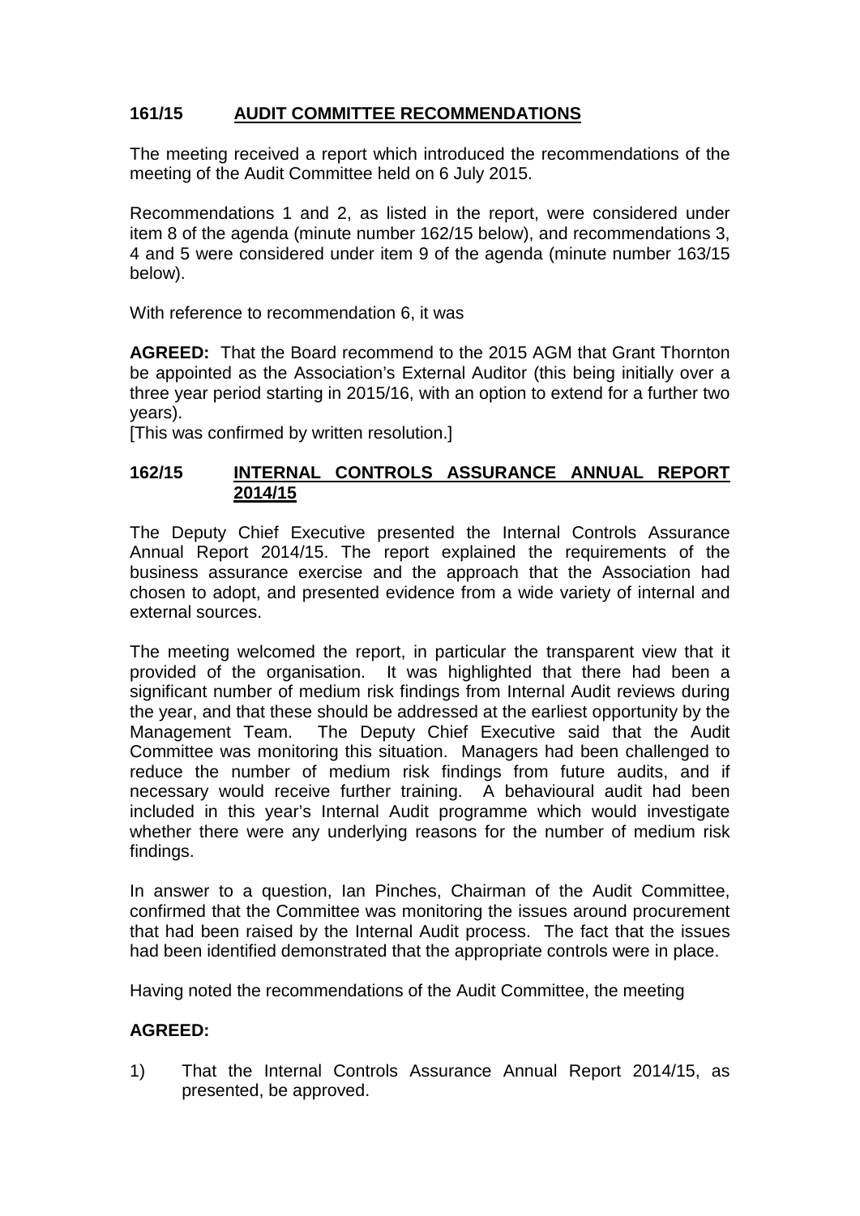## 161/15 AUDIT COMMITTEE RECOMMENDATIONS

The meeting received a report which introduced the recommendations of the meeting of the Audit Committee held on 6 July 2015.

Recommendations 1 and 2, as listed in the report, were considered under item 8 of the agenda (minute number 162/15 below), and recommendations 3, 4 and 5 were considered under item 9 of the agenda (minute number 163/15 below).

With reference to recommendation 6, it was

**AGREED:** That the Board recommend to the 2015 AGM that Grant Thornton be appointed as the Association's External Auditor (this being initially over a three year period starting in 2015/16, with an option to extend for a further two years).
[This was confirmed by written resolution.]

## 162/15 INTERNAL CONTROLS ASSURANCE ANNUAL REPORT 2014/15

The Deputy Chief Executive presented the Internal Controls Assurance Annual Report 2014/15. The report explained the requirements of the business assurance exercise and the approach that the Association had chosen to adopt, and presented evidence from a wide variety of internal and external sources.

The meeting welcomed the report, in particular the transparent view that it provided of the organisation. It was highlighted that there had been a significant number of medium risk findings from Internal Audit reviews during the year, and that these should be addressed at the earliest opportunity by the Management Team. The Deputy Chief Executive said that the Audit Committee was monitoring this situation. Managers had been challenged to reduce the number of medium risk findings from future audits, and if necessary would receive further training. A behavioural audit had been included in this year's Internal Audit programme which would investigate whether there were any underlying reasons for the number of medium risk findings.

In answer to a question, Ian Pinches, Chairman of the Audit Committee, confirmed that the Committee was monitoring the issues around procurement that had been raised by the Internal Audit process. The fact that the issues had been identified demonstrated that the appropriate controls were in place.

Having noted the recommendations of the Audit Committee, the meeting

**AGREED:**

1) That the Internal Controls Assurance Annual Report 2014/15, as presented, be approved.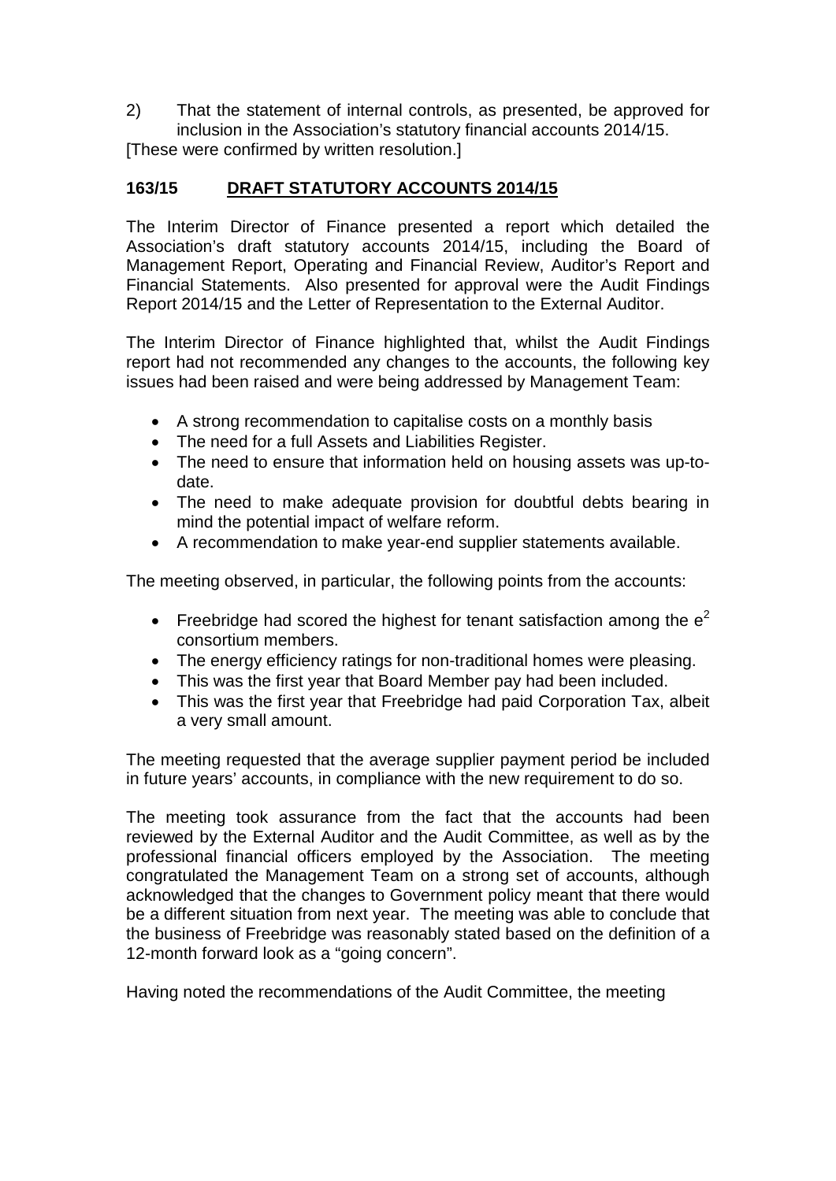2) That the statement of internal controls, as presented, be approved for inclusion in the Association's statutory financial accounts 2014/15.

[These were confirmed by written resolution.]

## **163/15 DRAFT STATUTORY ACCOUNTS 2014/15**

The Interim Director of Finance presented a report which detailed the Association's draft statutory accounts 2014/15, including the Board of Management Report, Operating and Financial Review, Auditor's Report and Financial Statements. Also presented for approval were the Audit Findings Report 2014/15 and the Letter of Representation to the External Auditor.

The Interim Director of Finance highlighted that, whilst the Audit Findings report had not recommended any changes to the accounts, the following key issues had been raised and were being addressed by Management Team:

- A strong recommendation to capitalise costs on a monthly basis
- The need for a full Assets and Liabilities Register.
- The need to ensure that information held on housing assets was up-to-date.
- The need to make adequate provision for doubtful debts bearing in mind the potential impact of welfare reform.
- A recommendation to make year-end supplier statements available.

The meeting observed, in particular, the following points from the accounts:

- Freebridge had scored the highest for tenant satisfaction among the $e^2$ consortium members.
- The energy efficiency ratings for non-traditional homes were pleasing.
- This was the first year that Board Member pay had been included.
- This was the first year that Freebridge had paid Corporation Tax, albeit a very small amount.

The meeting requested that the average supplier payment period be included in future years' accounts, in compliance with the new requirement to do so.

The meeting took assurance from the fact that the accounts had been reviewed by the External Auditor and the Audit Committee, as well as by the professional financial officers employed by the Association. The meeting congratulated the Management Team on a strong set of accounts, although acknowledged that the changes to Government policy meant that there would be a different situation from next year. The meeting was able to conclude that the business of Freebridge was reasonably stated based on the definition of a 12-month forward look as a "going concern".

Having noted the recommendations of the Audit Committee, the meeting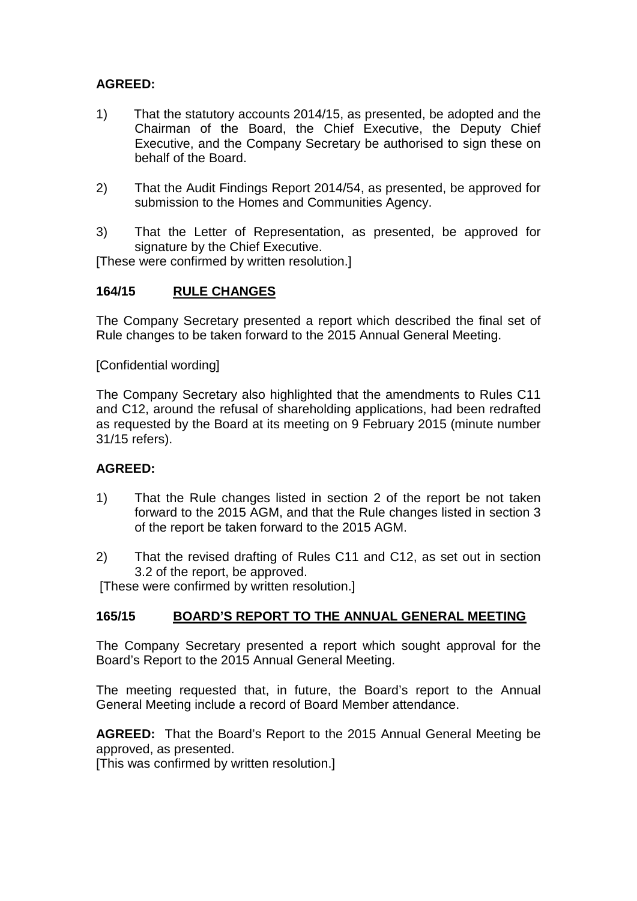**AGREED:**

1) That the statutory accounts 2014/15, as presented, be adopted and the Chairman of the Board, the Chief Executive, the Deputy Chief Executive, and the Company Secretary be authorised to sign these on behalf of the Board.

2) That the Audit Findings Report 2014/54, as presented, be approved for submission to the Homes and Communities Agency.

3) That the Letter of Representation, as presented, be approved for signature by the Chief Executive.

[These were confirmed by written resolution.]

## 164/15 RULE CHANGES

The Company Secretary presented a report which described the final set of Rule changes to be taken forward to the 2015 Annual General Meeting.

[Confidential wording]

The Company Secretary also highlighted that the amendments to Rules C11 and C12, around the refusal of shareholding applications, had been redrafted as requested by the Board at its meeting on 9 February 2015 (minute number 31/15 refers).

**AGREED:**

1) That the Rule changes listed in section 2 of the report be not taken forward to the 2015 AGM, and that the Rule changes listed in section 3 of the report be taken forward to the 2015 AGM.

2) That the revised drafting of Rules C11 and C12, as set out in section 3.2 of the report, be approved.

[These were confirmed by written resolution.]

## 165/15 BOARD'S REPORT TO THE ANNUAL GENERAL MEETING

The Company Secretary presented a report which sought approval for the Board's Report to the 2015 Annual General Meeting.

The meeting requested that, in future, the Board's report to the Annual General Meeting include a record of Board Member attendance.

**AGREED:** That the Board's Report to the 2015 Annual General Meeting be approved, as presented.

[This was confirmed by written resolution.]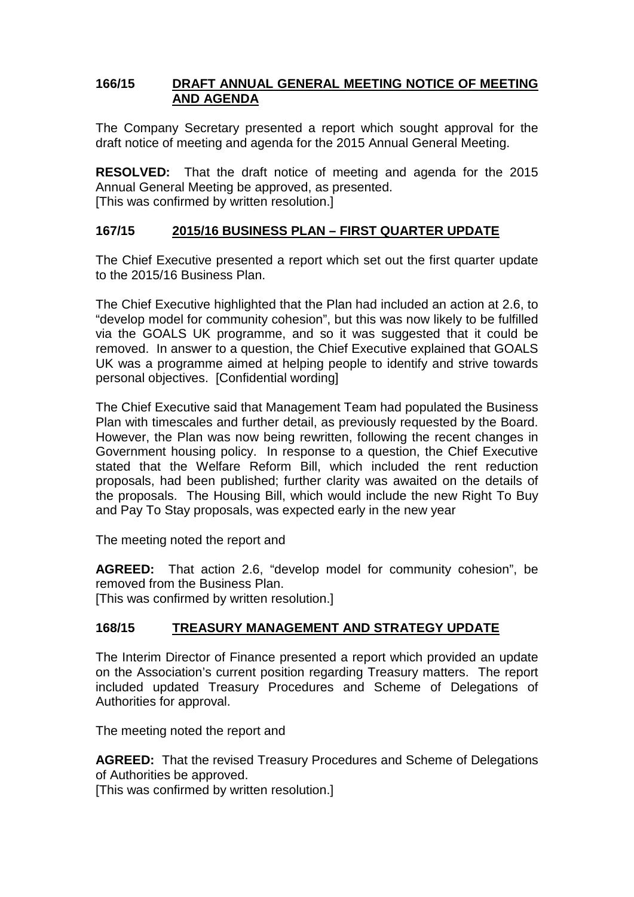## 166/15 DRAFT ANNUAL GENERAL MEETING NOTICE OF MEETING AND AGENDA

The Company Secretary presented a report which sought approval for the draft notice of meeting and agenda for the 2015 Annual General Meeting.

**RESOLVED:** That the draft notice of meeting and agenda for the 2015 Annual General Meeting be approved, as presented.
[This was confirmed by written resolution.]

## 167/15 2015/16 BUSINESS PLAN – FIRST QUARTER UPDATE

The Chief Executive presented a report which set out the first quarter update to the 2015/16 Business Plan.

The Chief Executive highlighted that the Plan had included an action at 2.6, to "develop model for community cohesion", but this was now likely to be fulfilled via the GOALS UK programme, and so it was suggested that it could be removed. In answer to a question, the Chief Executive explained that GOALS UK was a programme aimed at helping people to identify and strive towards personal objectives. [Confidential wording]

The Chief Executive said that Management Team had populated the Business Plan with timescales and further detail, as previously requested by the Board. However, the Plan was now being rewritten, following the recent changes in Government housing policy. In response to a question, the Chief Executive stated that the Welfare Reform Bill, which included the rent reduction proposals, had been published; further clarity was awaited on the details of the proposals. The Housing Bill, which would include the new Right To Buy and Pay To Stay proposals, was expected early in the new year

The meeting noted the report and

**AGREED:** That action 2.6, "develop model for community cohesion", be removed from the Business Plan.
[This was confirmed by written resolution.]

## 168/15 TREASURY MANAGEMENT AND STRATEGY UPDATE

The Interim Director of Finance presented a report which provided an update on the Association's current position regarding Treasury matters. The report included updated Treasury Procedures and Scheme of Delegations of Authorities for approval.

The meeting noted the report and

**AGREED:** That the revised Treasury Procedures and Scheme of Delegations of Authorities be approved.
[This was confirmed by written resolution.]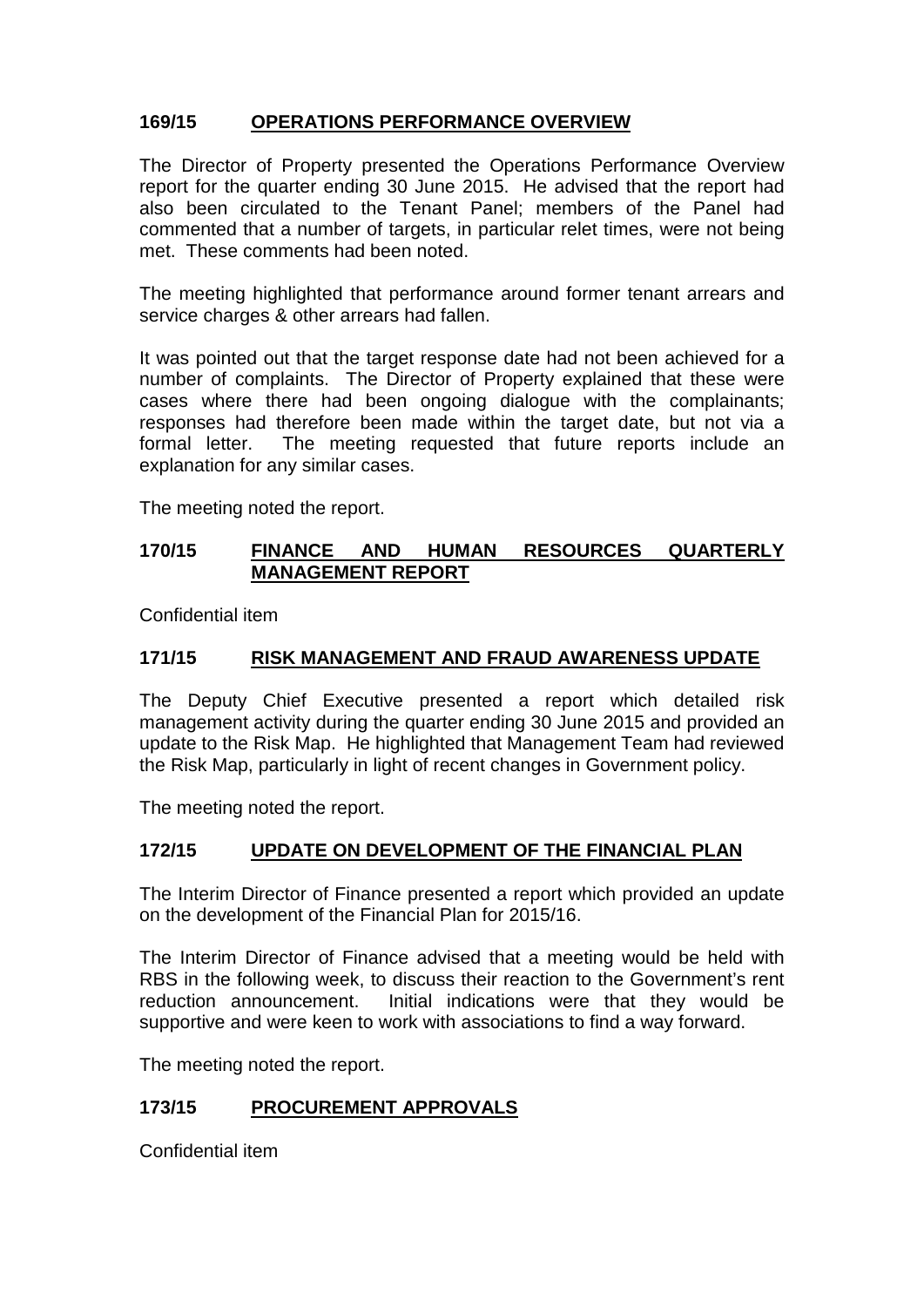## 169/15 OPERATIONS PERFORMANCE OVERVIEW

The Director of Property presented the Operations Performance Overview report for the quarter ending 30 June 2015. He advised that the report had also been circulated to the Tenant Panel; members of the Panel had commented that a number of targets, in particular relet times, were not being met. These comments had been noted.

The meeting highlighted that performance around former tenant arrears and service charges & other arrears had fallen.

It was pointed out that the target response date had not been achieved for a number of complaints. The Director of Property explained that these were cases where there had been ongoing dialogue with the complainants; responses had therefore been made within the target date, but not via a formal letter. The meeting requested that future reports include an explanation for any similar cases.

The meeting noted the report.

## 170/15 FINANCE AND HUMAN RESOURCES QUARTERLY MANAGEMENT REPORT

Confidential item

## 171/15 RISK MANAGEMENT AND FRAUD AWARENESS UPDATE

The Deputy Chief Executive presented a report which detailed risk management activity during the quarter ending 30 June 2015 and provided an update to the Risk Map. He highlighted that Management Team had reviewed the Risk Map, particularly in light of recent changes in Government policy.

The meeting noted the report.

## 172/15 UPDATE ON DEVELOPMENT OF THE FINANCIAL PLAN

The Interim Director of Finance presented a report which provided an update on the development of the Financial Plan for 2015/16.

The Interim Director of Finance advised that a meeting would be held with RBS in the following week, to discuss their reaction to the Government's rent reduction announcement. Initial indications were that they would be supportive and were keen to work with associations to find a way forward.

The meeting noted the report.

## 173/15 PROCUREMENT APPROVALS

Confidential item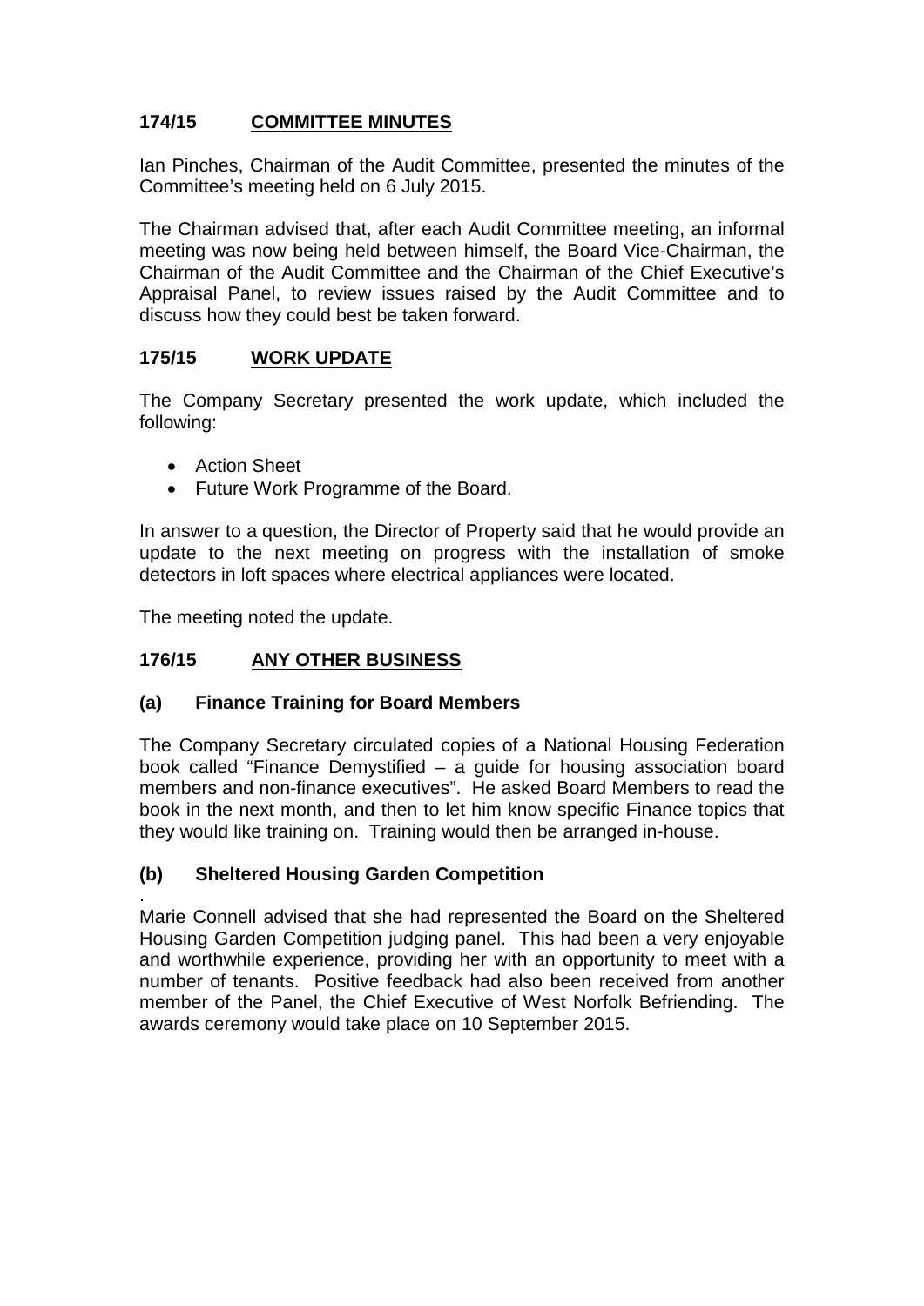## 174/15 COMMITTEE MINUTES

Ian Pinches, Chairman of the Audit Committee, presented the minutes of the Committee's meeting held on 6 July 2015.

The Chairman advised that, after each Audit Committee meeting, an informal meeting was now being held between himself, the Board Vice-Chairman, the Chairman of the Audit Committee and the Chairman of the Chief Executive's Appraisal Panel, to review issues raised by the Audit Committee and to discuss how they could best be taken forward.

## 175/15 WORK UPDATE

The Company Secretary presented the work update, which included the following:

- Action Sheet
- Future Work Programme of the Board.

In answer to a question, the Director of Property said that he would provide an update to the next meeting on progress with the installation of smoke detectors in loft spaces where electrical appliances were located.

The meeting noted the update.

## 176/15 ANY OTHER BUSINESS

### (a) Finance Training for Board Members

The Company Secretary circulated copies of a National Housing Federation book called "Finance Demystified – a guide for housing association board members and non-finance executives". He asked Board Members to read the book in the next month, and then to let him know specific Finance topics that they would like training on. Training would then be arranged in-house.

### (b) Sheltered Housing Garden Competition

.

Marie Connell advised that she had represented the Board on the Sheltered Housing Garden Competition judging panel. This had been a very enjoyable and worthwhile experience, providing her with an opportunity to meet with a number of tenants. Positive feedback had also been received from another member of the Panel, the Chief Executive of West Norfolk Befriending. The awards ceremony would take place on 10 September 2015.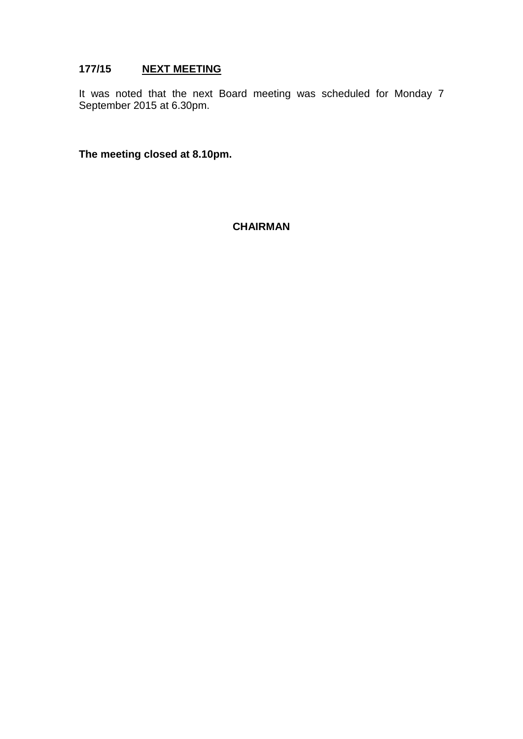**177/15 <u>NEXT MEETING</u>**

It was noted that the next Board meeting was scheduled for Monday 7 September 2015 at 6.30pm.

**The meeting closed at 8.10pm.**

**CHAIRMAN**